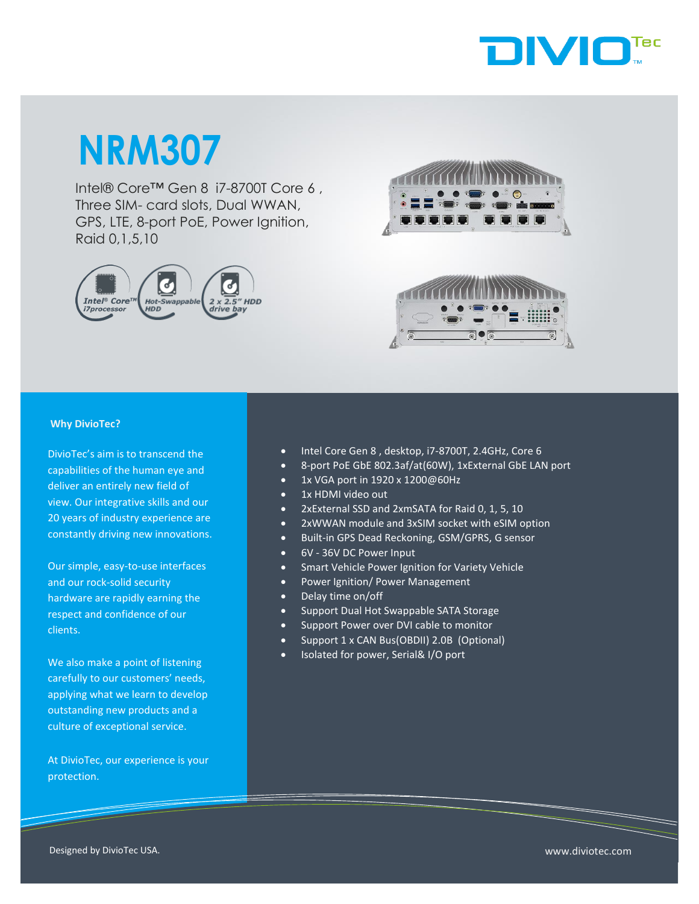# NRM307

Intel® Core™ Gen 8 i7-8700T Core 6 , Three SIM- card slots, Dual WWAN, GPS, LTE, 8-port PoE, Power Ignition, Raid 0,1,5,10

Intel® Core™ i7processor | Hot-Swappable HDD | 2 x 2.5" HDD drive bay

## Why DivioTec?

DivioTec's aim is to transcend the capabilities of the human eye and deliver an entirely new field of view. Our integrative skills and our 20 years of industry experience are constantly driving new innovations.

Our simple, easy-to-use interfaces and our rock-solid security hardware are rapidly earning the respect and confidence of our clients.

We also make a point of listening carefully to our customers' needs, applying what we learn to develop outstanding new products and a culture of exceptional service.

At DivioTec, our experience is your protection.

- Intel Core Gen 8 , desktop, i7-8700T, 2.4GHz, Core 6
- 8-port PoE GbE 802.3af/at(60W), 1xExternal GbE LAN port
- 1x VGA port in 1920 x 1200@60Hz
- 1x HDMI video out
- 2xExternal SSD and 2xmSATA for Raid 0, 1, 5, 10
- 2xWWAN module and 3xSIM socket with eSIM option
- Built-in GPS Dead Reckoning, GSM/GPRS, G sensor
- 6V - 36V DC Power Input
- Smart Vehicle Power Ignition for Variety Vehicle
- Power Ignition/ Power Management
- Delay time on/off
- Support Dual Hot Swappable SATA Storage
- Support Power over DVI cable to monitor
- Support 1 x CAN Bus(OBDII) 2.0B (Optional)
- Isolated for power, Serial& I/O port

Designed by DivioTec USA.

www.diviotec.com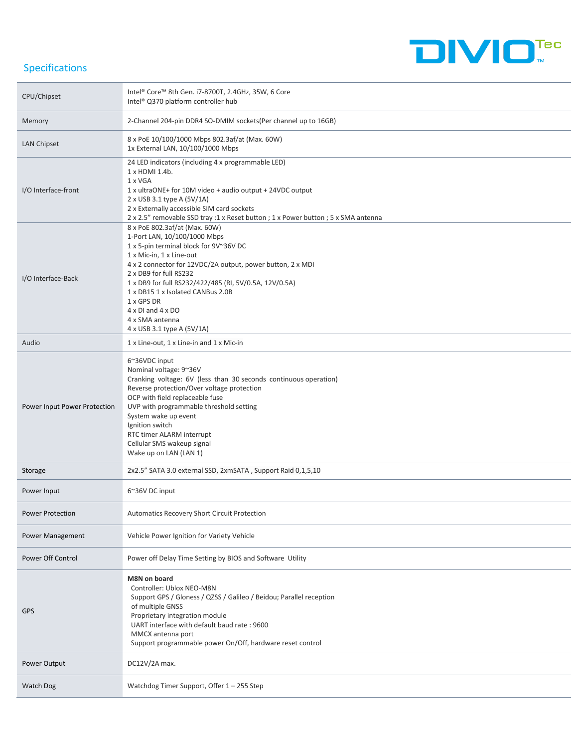## Specifications

| | |
|---|---|
| CPU/Chipset | Intel® Core™ 8th Gen. i7-8700T, 2.4GHz, 35W, 6 Core<br>Intel® Q370 platform controller hub |
| Memory | 2-Channel 204-pin DDR4 SO-DMIM sockets(Per channel up to 16GB) |
| LAN Chipset | 8 x PoE 10/100/1000 Mbps 802.3af/at (Max. 60W)<br>1x External LAN, 10/100/1000 Mbps |
| I/O Interface-front | 24 LED indicators (including 4 x programmable LED)<br>1 x HDMI 1.4b.<br>1 x VGA<br>1 x ultraONE+ for 10M video + audio output + 24VDC output<br>2 x USB 3.1 type A (5V/1A)<br>2 x Externally accessible SIM card sockets<br>2 x 2.5" removable SSD tray :1 x Reset button ; 1 x Power button ; 5 x SMA antenna |
| I/O Interface-Back | 8 x PoE 802.3af/at (Max. 60W)<br>1-Port LAN, 10/100/1000 Mbps<br>1 x 5-pin terminal block for 9V~36V DC<br>1 x Mic-in, 1 x Line-out<br>4 x 2 connector for 12VDC/2A output, power button, 2 x MDI<br>2 x DB9 for full RS232<br>1 x DB9 for full RS232/422/485 (RI, 5V/0.5A, 12V/0.5A)<br>1 x DB15 1 x Isolated CANBus 2.0B<br>1 x GPS DR<br>4 x DI and 4 x DO<br>4 x SMA antenna<br>4 x USB 3.1 type A (5V/1A) |
| Audio | 1 x Line-out, 1 x Line-in and 1 x Mic-in |
| Power Input Power Protection | 6~36VDC input<br>Nominal voltage: 9~36V<br>Cranking voltage: 6V (less than 30 seconds continuous operation)<br>Reverse protection/Over voltage protection<br>OCP with field replaceable fuse<br>UVP with programmable threshold setting<br>System wake up event<br>Ignition switch<br>RTC timer ALARM interrupt<br>Cellular SMS wakeup signal<br>Wake up on LAN (LAN 1) |
| Storage | 2x2.5" SATA 3.0 external SSD, 2xmSATA , Support Raid 0,1,5,10 |
| Power Input | 6~36V DC input |
| Power Protection | Automatics Recovery Short Circuit Protection |
| Power Management | Vehicle Power Ignition for Variety Vehicle |
| Power Off Control | Power off Delay Time Setting by BIOS and Software Utility |
| GPS | **M8N on board**<br>Controller: Ublox NEO-M8N<br>Support GPS / Gloness / QZSS / Galileo / Beidou; Parallel reception of multiple GNSS<br>Proprietary integration module<br>UART interface with default baud rate : 9600<br>MMCX antenna port<br>Support programmable power On/Off, hardware reset control |
| Power Output | DC12V/2A max. |
| Watch Dog | Watchdog Timer Support, Offer 1 – 255 Step |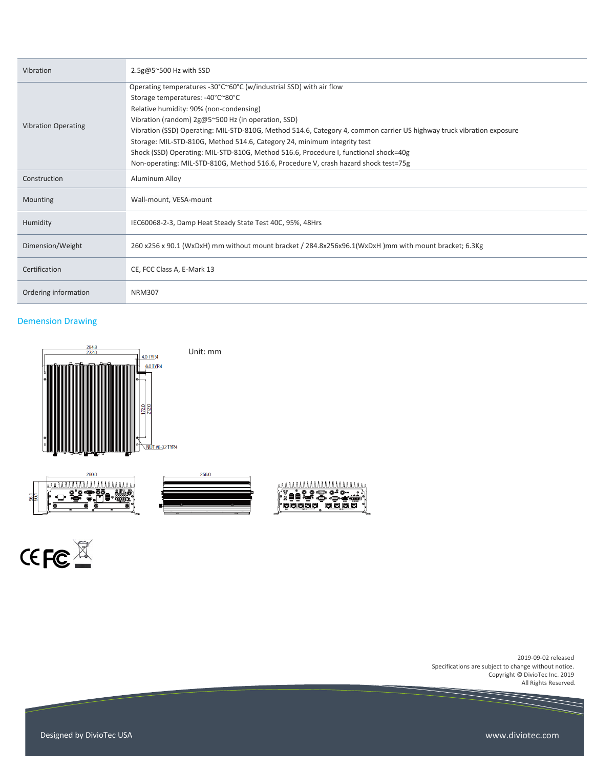| | |
|---|---|
| Vibration | 2.5g@5~500 Hz with SSD |
| Vibration Operating | Operating temperatures -30°C~60°C (w/industrial SSD) with air flow<br>Storage temperatures: -40°C~80°C<br>Relative humidity: 90% (non-condensing)<br>Vibration (random) 2g@5~500 Hz (in operation, SSD)<br>Vibration (SSD) Operating: MIL-STD-810G, Method 514.6, Category 4, common carrier US highway truck vibration exposure<br>Storage: MIL-STD-810G, Method 514.6, Category 24, minimum integrity test<br>Shock (SSD) Operating: MIL-STD-810G, Method 516.6, Procedure I, functional shock=40g<br>Non-operating: MIL-STD-810G, Method 516.6, Procedure V, crash hazard shock test=75g |
| Construction | Aluminum Alloy |
| Mounting | Wall-mount, VESA-mount |
| Humidity | IEC60068-2-3, Damp Heat Steady State Test 40C, 95%, 48Hrs |
| Dimension/Weight | 260 x256 x 90.1 (WxDxH) mm without mount bracket / 284.8x256x96.1(WxDxH )mm with mount bracket; 6.3Kg |
| Certification | CE, FCC Class A, E-Mark 13 |
| Ordering information | NRM307 |

## Demension Drawing

Unit: mm

284.8
272.0
4.0 TYP.4
6.0 TYP.4
172.0
212.0
NUT #6-32 TYP.4

260.0
96.1
90.1

256.0

2019-09-02 released
Specifications are subject to change without notice.
Copyright © DivioTec Inc. 2019
All Rights Reserved.

Designed by DivioTec USA

www.diviotec.com